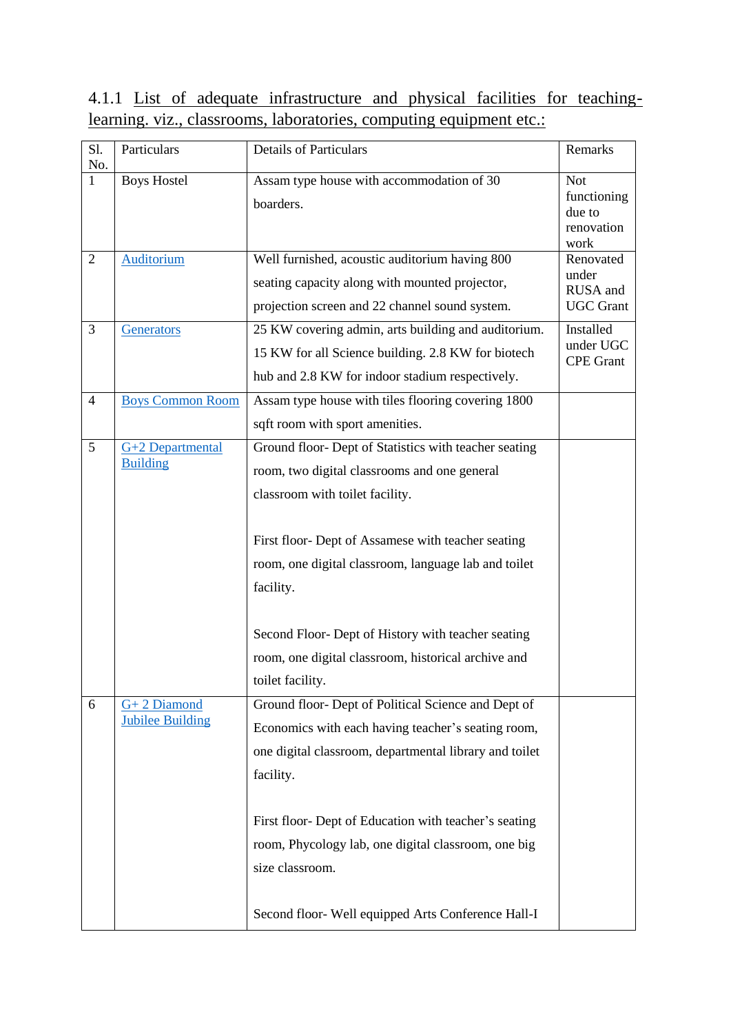4.1.1 List of adequate infrastructure and physical facilities for teaching-learning. viz., classrooms, laboratories, computing equipment etc.:

| Sl. No. | Particulars | Details of Particulars | Remarks |
|---|---|---|---|
| 1 | Boys Hostel | Assam type house with accommodation of 30 boarders. | Not functioning due to renovation work |
| 2 | Auditorium | Well furnished, acoustic auditorium having 800 seating capacity along with mounted projector, projection screen and 22 channel sound system. | Renovated under RUSA and UGC Grant |
| 3 | Generators | 25 KW covering admin, arts building and auditorium. 15 KW for all Science building. 2.8 KW for biotech hub and 2.8 KW for indoor stadium respectively. | Installed under UGC CPE Grant |
| 4 | Boys Common Room | Assam type house with tiles flooring covering 1800 sqft room with sport amenities. | |
| 5 | G+2 Departmental Building | Ground floor- Dept of Statistics with teacher seating room, two digital classrooms and one general classroom with toilet facility.<br><br>First floor- Dept of Assamese with teacher seating room, one digital classroom, language lab and toilet facility.<br><br>Second Floor- Dept of History with teacher seating room, one digital classroom, historical archive and toilet facility. | |
| 6 | G+ 2 Diamond Jubilee Building | Ground floor- Dept of Political Science and Dept of Economics with each having teacher's seating room, one digital classroom, departmental library and toilet facility.<br><br>First floor- Dept of Education with teacher's seating room, Phycology lab, one digital classroom, one big size classroom.<br><br>Second floor- Well equipped Arts Conference Hall-I | |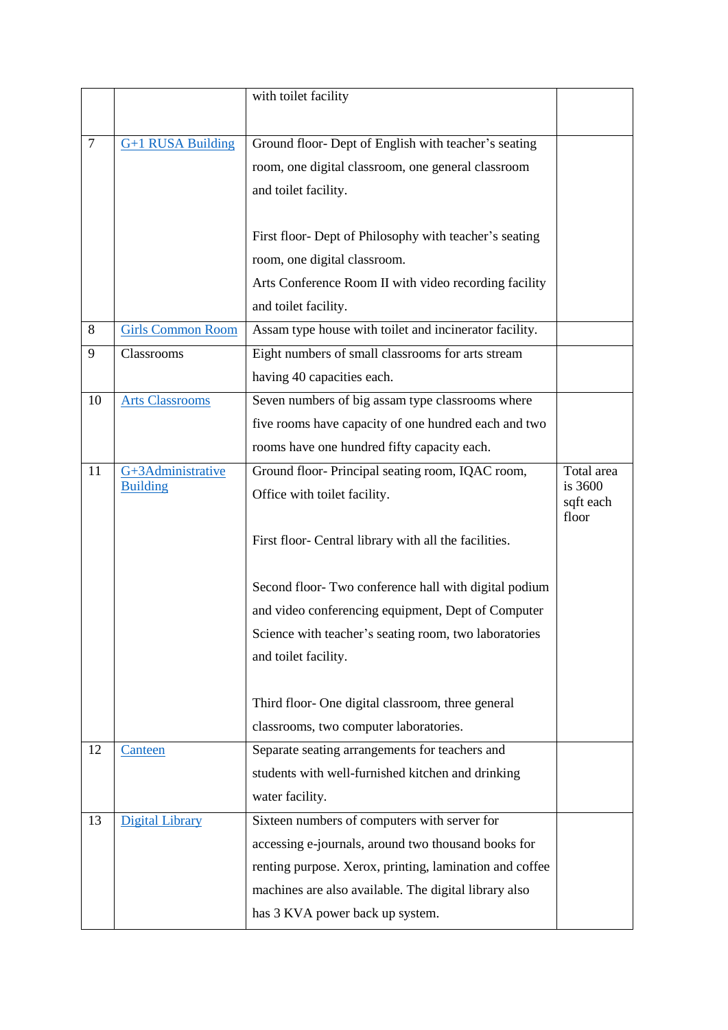| | | | |
|---|---|---|---|
| | | with toilet facility | |
| 7 | G+1 RUSA Building | Ground floor- Dept of English with teacher's seating room, one digital classroom, one general classroom and toilet facility.<br><br>First floor- Dept of Philosophy with teacher's seating room, one digital classroom.<br>Arts Conference Room II with video recording facility and toilet facility. | |
| 8 | Girls Common Room | Assam type house with toilet and incinerator facility. | |
| 9 | Classrooms | Eight numbers of small classrooms for arts stream having 40 capacities each. | |
| 10 | Arts Classrooms | Seven numbers of big assam type classrooms where five rooms have capacity of one hundred each and two rooms have one hundred fifty capacity each. | |
| 11 | G+3Administrative Building | Ground floor- Principal seating room, IQAC room, Office with toilet facility.<br><br>First floor- Central library with all the facilities.<br><br>Second floor- Two conference hall with digital podium and video conferencing equipment, Dept of Computer Science with teacher's seating room, two laboratories and toilet facility.<br><br>Third floor- One digital classroom, three general classrooms, two computer laboratories. | Total area is 3600 sqft each floor |
| 12 | Canteen | Separate seating arrangements for teachers and students with well-furnished kitchen and drinking water facility. | |
| 13 | Digital Library | Sixteen numbers of computers with server for accessing e-journals, around two thousand books for renting purpose. Xerox, printing, lamination and coffee machines are also available. The digital library also has 3 KVA power back up system. | |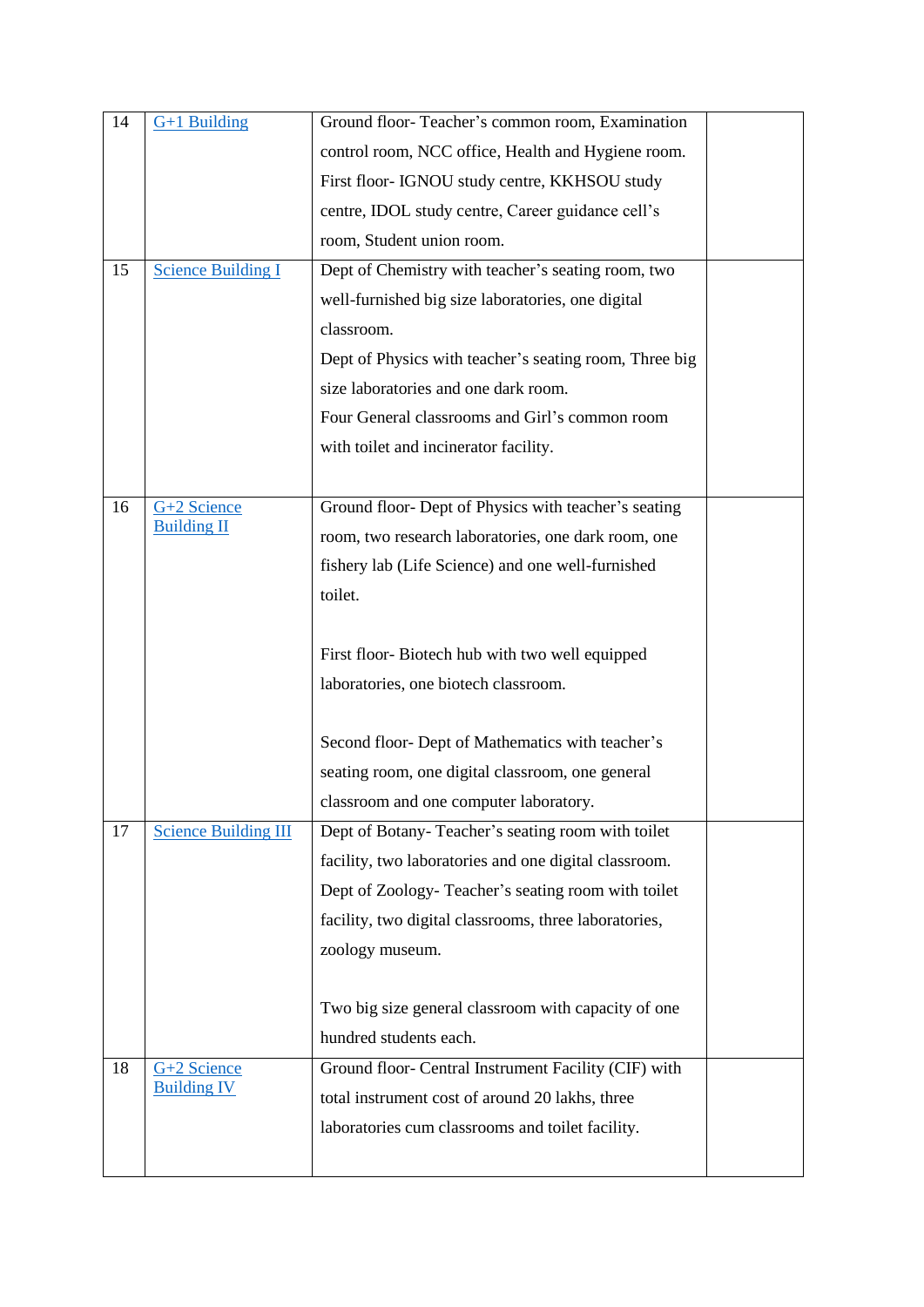| 14 | G+1 Building | Ground floor- Teacher's common room, Examination control room, NCC office, Health and Hygiene room. First floor- IGNOU study centre, KKHSOU study centre, IDOL study centre, Career guidance cell's room, Student union room. | |
|---|---|---|---|
| 15 | Science Building I | Dept of Chemistry with teacher's seating room, two well-furnished big size laboratories, one digital classroom.<br>Dept of Physics with teacher's seating room, Three big size laboratories and one dark room.<br>Four General classrooms and Girl's common room with toilet and incinerator facility. | |
| 16 | G+2 Science Building II | Ground floor- Dept of Physics with teacher's seating room, two research laboratories, one dark room, one fishery lab (Life Science) and one well-furnished toilet.<br><br>First floor- Biotech hub with two well equipped laboratories, one biotech classroom.<br><br>Second floor- Dept of Mathematics with teacher's seating room, one digital classroom, one general classroom and one computer laboratory. | |
| 17 | Science Building III | Dept of Botany- Teacher's seating room with toilet facility, two laboratories and one digital classroom.<br>Dept of Zoology- Teacher's seating room with toilet facility, two digital classrooms, three laboratories, zoology museum.<br><br>Two big size general classroom with capacity of one hundred students each. | |
| 18 | G+2 Science Building IV | Ground floor- Central Instrument Facility (CIF) with total instrument cost of around 20 lakhs, three laboratories cum classrooms and toilet facility. | |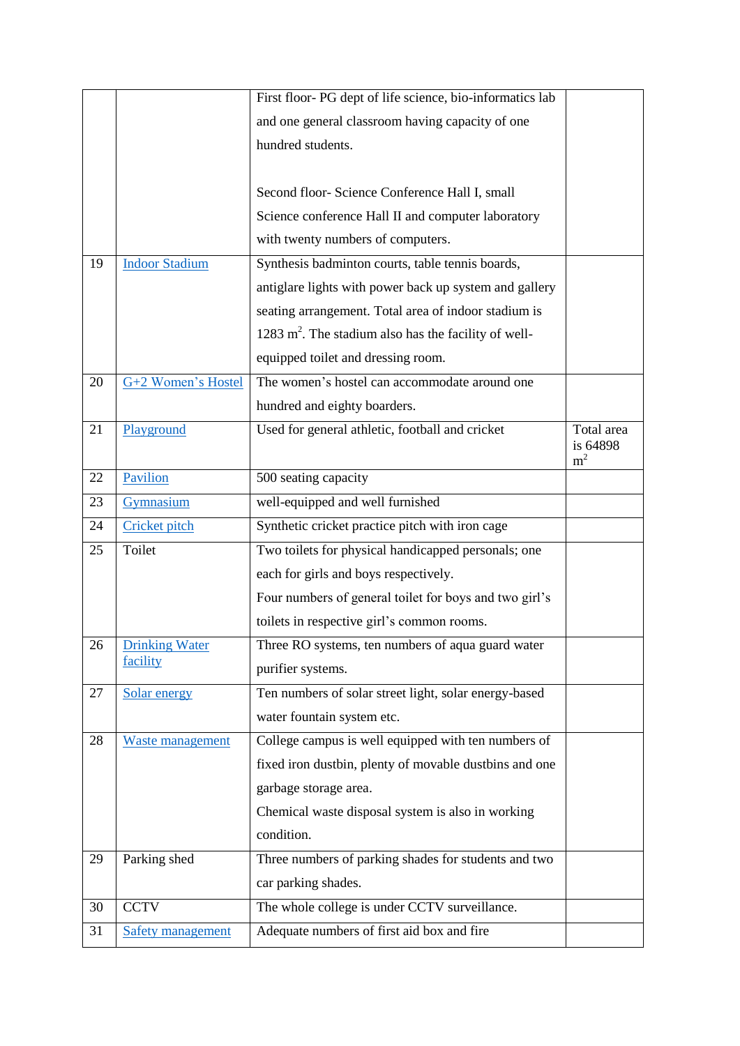| | | | |
|---|---|---|---|
| | | First floor- PG dept of life science, bio-informatics lab and one general classroom having capacity of one hundred students.<br><br>Second floor- Science Conference Hall I, small Science conference Hall II and computer laboratory with twenty numbers of computers. | |
| 19 | Indoor Stadium | Synthesis badminton courts, table tennis boards, antiglare lights with power back up system and gallery seating arrangement. Total area of indoor stadium is 1283 $m^2$. The stadium also has the facility of well-equipped toilet and dressing room. | |
| 20 | G+2 Women's Hostel | The women's hostel can accommodate around one hundred and eighty boarders. | |
| 21 | Playground | Used for general athletic, football and cricket | Total area is 64898 $m^2$ |
| 22 | Pavilion | 500 seating capacity | |
| 23 | Gymnasium | well-equipped and well furnished | |
| 24 | Cricket pitch | Synthetic cricket practice pitch with iron cage | |
| 25 | Toilet | Two toilets for physical handicapped personals; one each for girls and boys respectively.<br>Four numbers of general toilet for boys and two girl's toilets in respective girl's common rooms. | |
| 26 | Drinking Water facility | Three RO systems, ten numbers of aqua guard water purifier systems. | |
| 27 | Solar energy | Ten numbers of solar street light, solar energy-based water fountain system etc. | |
| 28 | Waste management | College campus is well equipped with ten numbers of fixed iron dustbin, plenty of movable dustbins and one garbage storage area.<br>Chemical waste disposal system is also in working condition. | |
| 29 | Parking shed | Three numbers of parking shades for students and two car parking shades. | |
| 30 | CCTV | The whole college is under CCTV surveillance. | |
| 31 | Safety management | Adequate numbers of first aid box and fire | |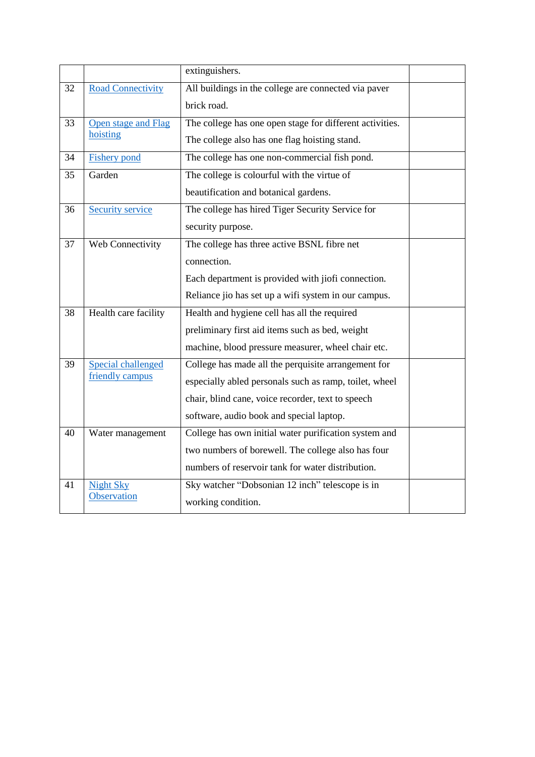| | | | |
|---|---|---|---|
| | | extinguishers. | |
| 32 | Road Connectivity | All buildings in the college are connected via paver brick road. | |
| 33 | Open stage and Flag hoisting | The college has one open stage for different activities. The college also has one flag hoisting stand. | |
| 34 | Fishery pond | The college has one non-commercial fish pond. | |
| 35 | Garden | The college is colourful with the virtue of beautification and botanical gardens. | |
| 36 | Security service | The college has hired Tiger Security Service for security purpose. | |
| 37 | Web Connectivity | The college has three active BSNL fibre net connection.<br>Each department is provided with jiofi connection.<br>Reliance jio has set up a wifi system in our campus. | |
| 38 | Health care facility | Health and hygiene cell has all the required preliminary first aid items such as bed, weight machine, blood pressure measurer, wheel chair etc. | |
| 39 | Special challenged friendly campus | College has made all the perquisite arrangement for especially abled personals such as ramp, toilet, wheel chair, blind cane, voice recorder, text to speech software, audio book and special laptop. | |
| 40 | Water management | College has own initial water purification system and two numbers of borewell. The college also has four numbers of reservoir tank for water distribution. | |
| 41 | Night Sky Observation | Sky watcher "Dobsonian 12 inch" telescope is in working condition. | |